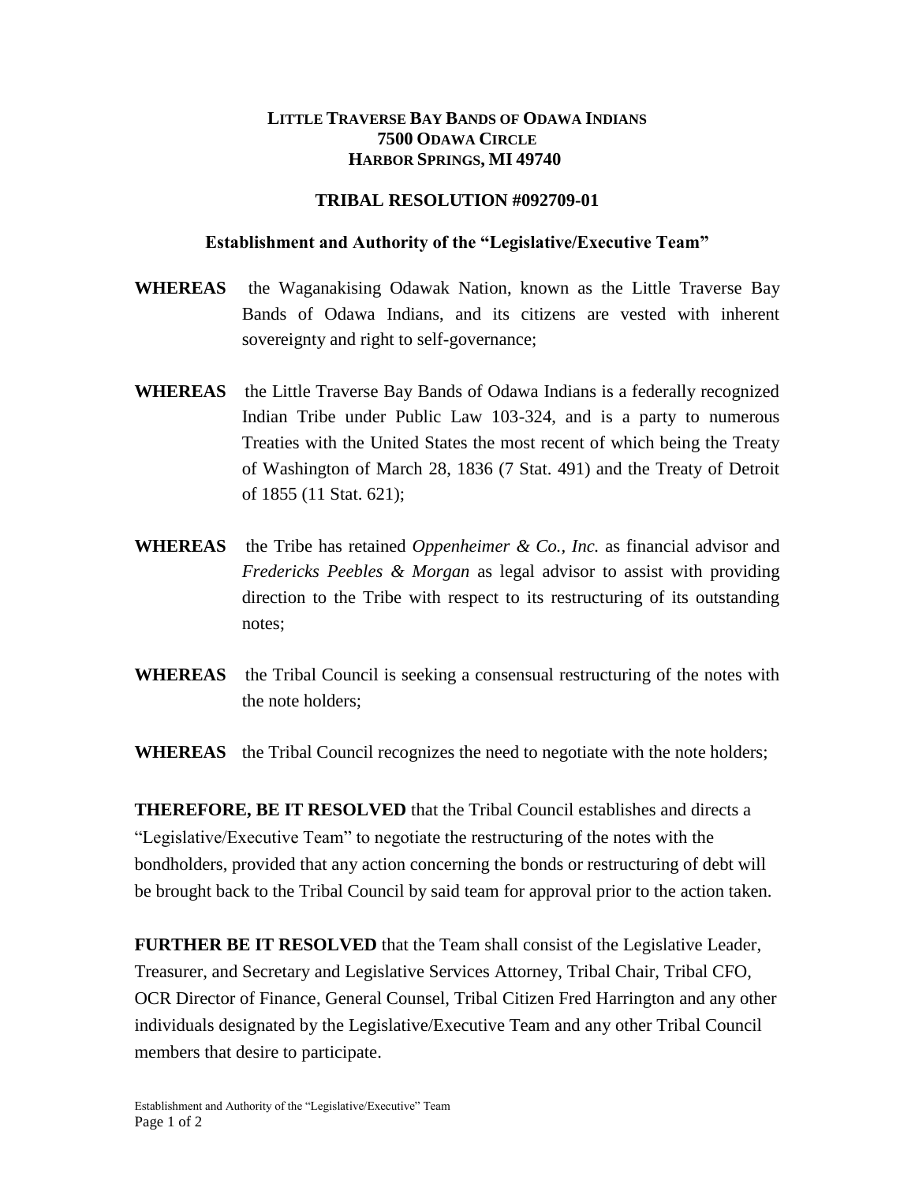**LITTLE TRAVERSE BAY BANDS OF ODAWA INDIANS**
**7500 ODAWA CIRCLE**
**HARBOR SPRINGS, MI 49740**

**TRIBAL RESOLUTION #092709-01**

**Establishment and Authority of the "Legislative/Executive Team"**

**WHEREAS** the Waganakising Odawak Nation, known as the Little Traverse Bay Bands of Odawa Indians, and its citizens are vested with inherent sovereignty and right to self-governance;

**WHEREAS** the Little Traverse Bay Bands of Odawa Indians is a federally recognized Indian Tribe under Public Law 103-324, and is a party to numerous Treaties with the United States the most recent of which being the Treaty of Washington of March 28, 1836 (7 Stat. 491) and the Treaty of Detroit of 1855 (11 Stat. 621);

**WHEREAS** the Tribe has retained *Oppenheimer & Co., Inc.* as financial advisor and *Fredericks Peebles & Morgan* as legal advisor to assist with providing direction to the Tribe with respect to its restructuring of its outstanding notes;

**WHEREAS** the Tribal Council is seeking a consensual restructuring of the notes with the note holders;

**WHEREAS** the Tribal Council recognizes the need to negotiate with the note holders;

**THEREFORE, BE IT RESOLVED** that the Tribal Council establishes and directs a "Legislative/Executive Team" to negotiate the restructuring of the notes with the bondholders, provided that any action concerning the bonds or restructuring of debt will be brought back to the Tribal Council by said team for approval prior to the action taken.

**FURTHER BE IT RESOLVED** that the Team shall consist of the Legislative Leader, Treasurer, and Secretary and Legislative Services Attorney, Tribal Chair, Tribal CFO, OCR Director of Finance, General Counsel, Tribal Citizen Fred Harrington and any other individuals designated by the Legislative/Executive Team and any other Tribal Council members that desire to participate.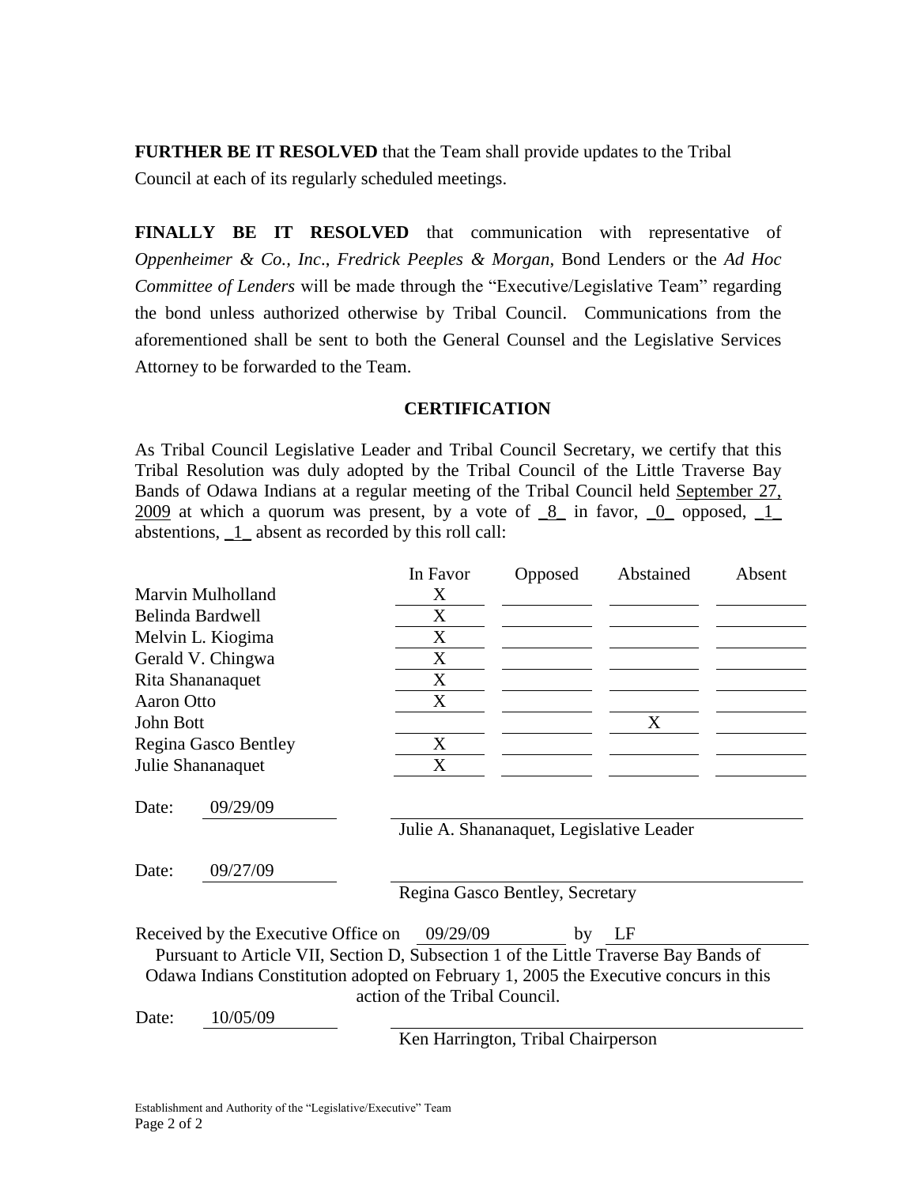**FURTHER BE IT RESOLVED** that the Team shall provide updates to the Tribal Council at each of its regularly scheduled meetings.

**FINALLY BE IT RESOLVED** that communication with representative of *Oppenheimer & Co., Inc*., *Fredrick Peeples & Morgan*, Bond Lenders or the *Ad Hoc Committee of Lenders* will be made through the "Executive/Legislative Team" regarding the bond unless authorized otherwise by Tribal Council. Communications from the aforementioned shall be sent to both the General Counsel and the Legislative Services Attorney to be forwarded to the Team.

## CERTIFICATION

As Tribal Council Legislative Leader and Tribal Council Secretary, we certify that this Tribal Resolution was duly adopted by the Tribal Council of the Little Traverse Bay Bands of Odawa Indians at a regular meeting of the Tribal Council held September 27, 2009 at which a quorum was present, by a vote of 8 in favor, 0 opposed, 1 abstentions, 1 absent as recorded by this roll call:

| | In Favor | Opposed | Abstained | Absent |
|---|---|---|---|---|
| Marvin Mulholland | X | | | |
| Belinda Bardwell | X | | | |
| Melvin L. Kiogima | X | | | |
| Gerald V. Chingwa | X | | | |
| Rita Shananaquet | X | | | |
| Aaron Otto | X | | | |
| John Bott | | | X | |
| Regina Gasco Bentley | X | | | |
| Julie Shananaquet | X | | | |

Date: 09/29/09

Julie A. Shananaquet, Legislative Leader

Date: 09/27/09

Regina Gasco Bentley, Secretary

Received by the Executive Office on 09/29/09 by LF

Pursuant to Article VII, Section D, Subsection 1 of the Little Traverse Bay Bands of Odawa Indians Constitution adopted on February 1, 2005 the Executive concurs in this action of the Tribal Council.

Date: 10/05/09

Ken Harrington, Tribal Chairperson

Establishment and Authority of the "Legislative/Executive" Team